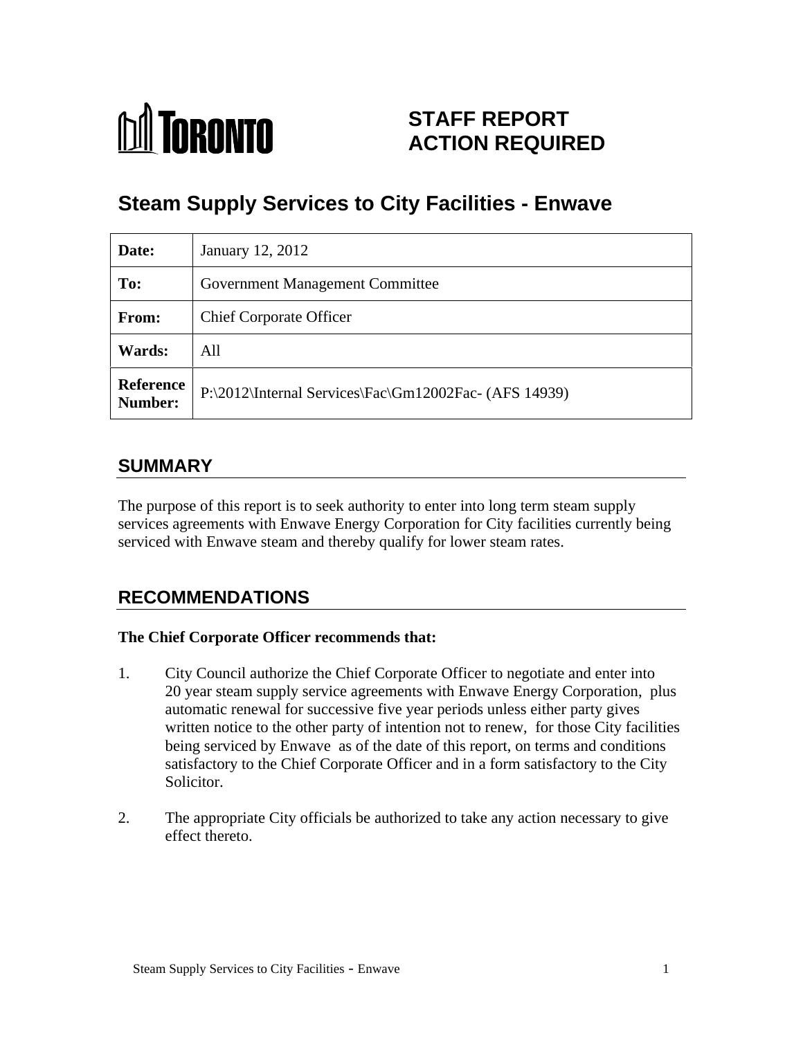# STAFF REPORT ACTION REQUIRED

## Steam Supply Services to City Facilities - Enwave

| | |
|---|---|
| **Date:** | January 12, 2012 |
| **To:** | Government Management Committee |
| **From:** | Chief Corporate Officer |
| **Wards:** | All |
| **Reference Number:** | P:\2012\Internal Services\Fac\Gm12002Fac- (AFS 14939) |

## SUMMARY

The purpose of this report is to seek authority to enter into long term steam supply services agreements with Enwave Energy Corporation for City facilities currently being serviced with Enwave steam and thereby qualify for lower steam rates.

## RECOMMENDATIONS

**The Chief Corporate Officer recommends that:**

1. City Council authorize the Chief Corporate Officer to negotiate and enter into 20 year steam supply service agreements with Enwave Energy Corporation, plus automatic renewal for successive five year periods unless either party gives written notice to the other party of intention not to renew, for those City facilities being serviced by Enwave as of the date of this report, on terms and conditions satisfactory to the Chief Corporate Officer and in a form satisfactory to the City Solicitor.

2. The appropriate City officials be authorized to take any action necessary to give effect thereto.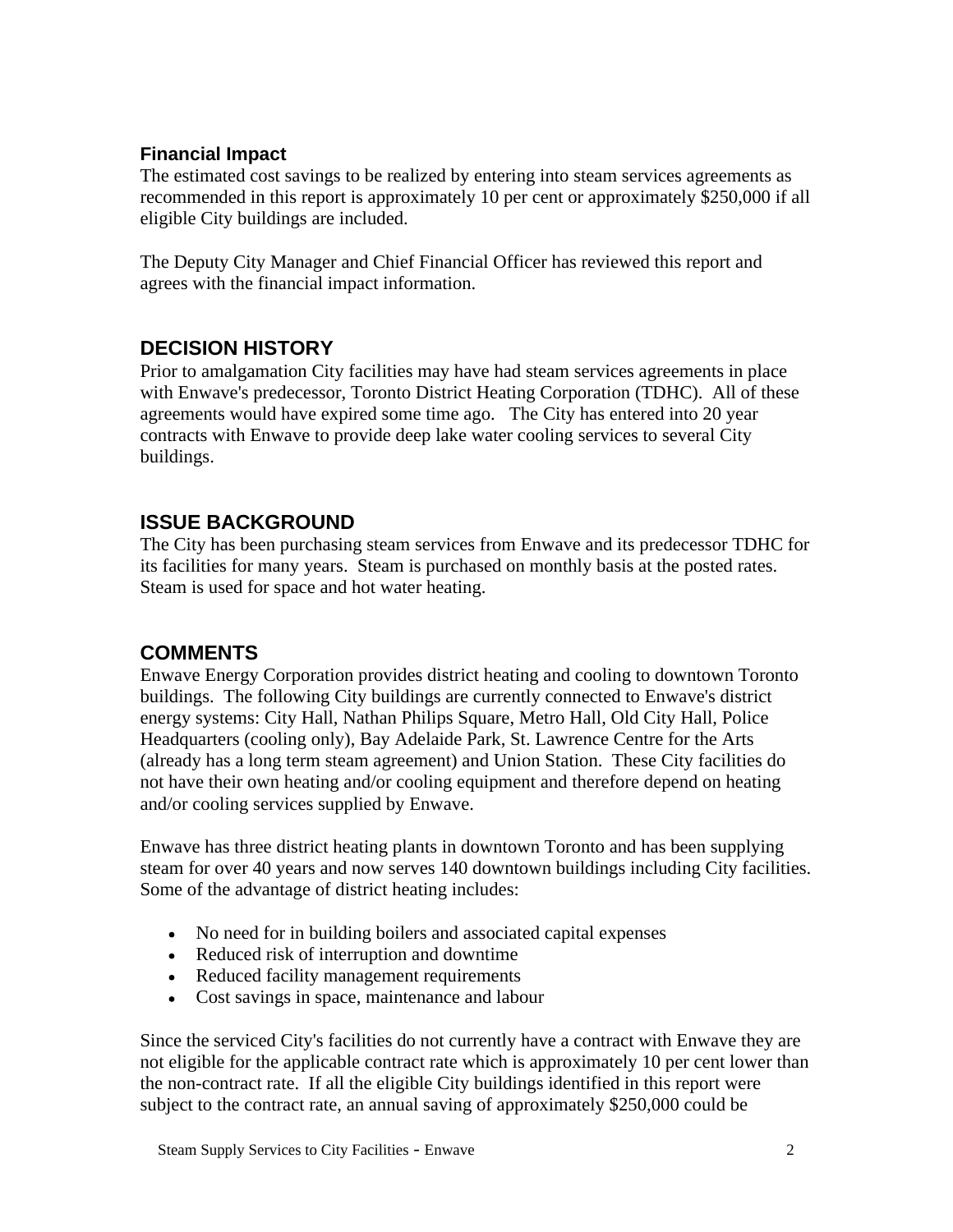### Financial Impact

The estimated cost savings to be realized by entering into steam services agreements as recommended in this report is approximately 10 per cent or approximately $250,000 if all eligible City buildings are included.

The Deputy City Manager and Chief Financial Officer has reviewed this report and agrees with the financial impact information.

## DECISION HISTORY

Prior to amalgamation City facilities may have had steam services agreements in place with Enwave's predecessor, Toronto District Heating Corporation (TDHC). All of these agreements would have expired some time ago. The City has entered into 20 year contracts with Enwave to provide deep lake water cooling services to several City buildings.

## ISSUE BACKGROUND

The City has been purchasing steam services from Enwave and its predecessor TDHC for its facilities for many years. Steam is purchased on monthly basis at the posted rates. Steam is used for space and hot water heating.

## COMMENTS

Enwave Energy Corporation provides district heating and cooling to downtown Toronto buildings. The following City buildings are currently connected to Enwave's district energy systems: City Hall, Nathan Philips Square, Metro Hall, Old City Hall, Police Headquarters (cooling only), Bay Adelaide Park, St. Lawrence Centre for the Arts (already has a long term steam agreement) and Union Station. These City facilities do not have their own heating and/or cooling equipment and therefore depend on heating and/or cooling services supplied by Enwave.

Enwave has three district heating plants in downtown Toronto and has been supplying steam for over 40 years and now serves 140 downtown buildings including City facilities. Some of the advantage of district heating includes:

- No need for in building boilers and associated capital expenses
- Reduced risk of interruption and downtime
- Reduced facility management requirements
- Cost savings in space, maintenance and labour

Since the serviced City's facilities do not currently have a contract with Enwave they are not eligible for the applicable contract rate which is approximately 10 per cent lower than the non-contract rate. If all the eligible City buildings identified in this report were subject to the contract rate, an annual saving of approximately $250,000 could be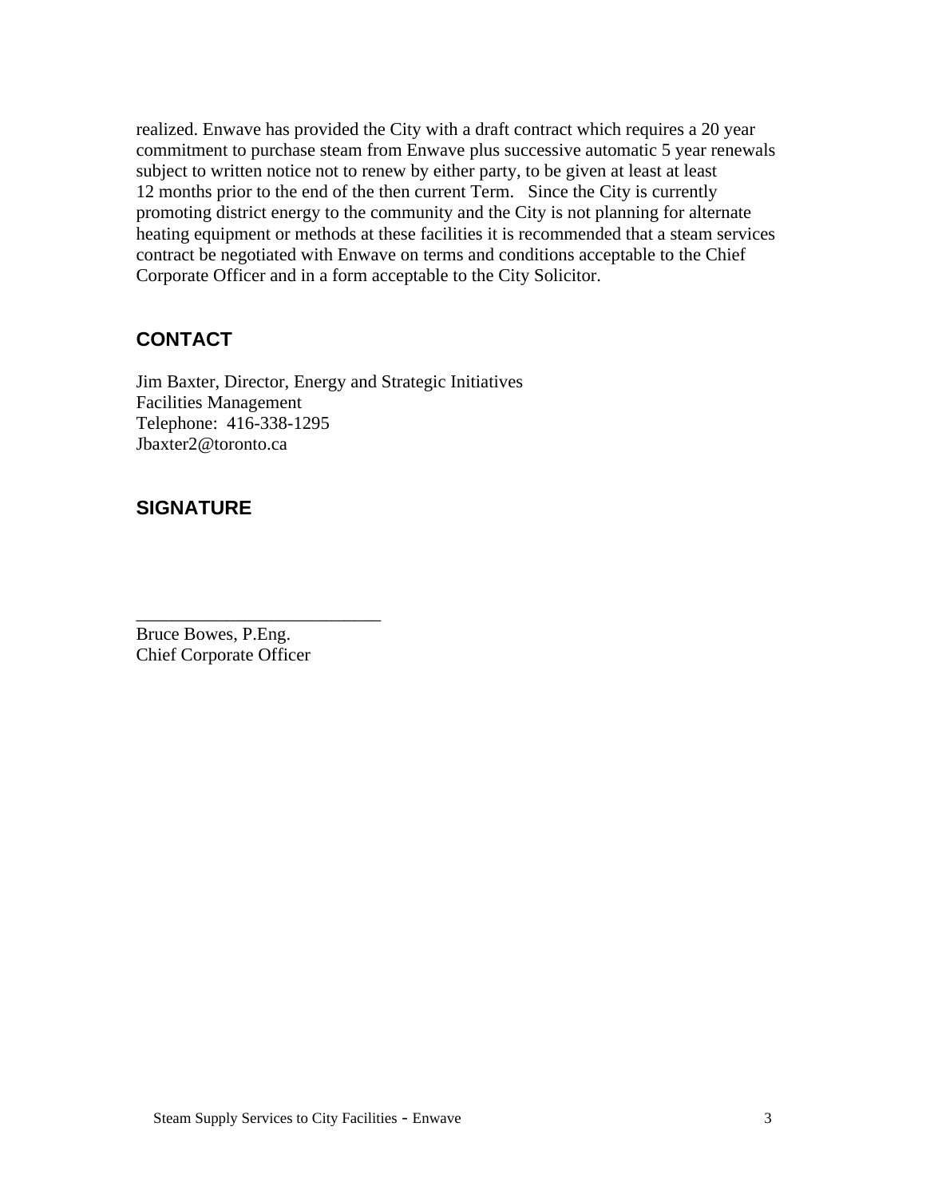realized. Enwave has provided the City with a draft contract which requires a 20 year commitment to purchase steam from Enwave plus successive automatic 5 year renewals subject to written notice not to renew by either party, to be given at least at least 12 months prior to the end of the then current Term. Since the City is currently promoting district energy to the community and the City is not planning for alternate heating equipment or methods at these facilities it is recommended that a steam services contract be negotiated with Enwave on terms and conditions acceptable to the Chief Corporate Officer and in a form acceptable to the City Solicitor.

## CONTACT

Jim Baxter, Director, Energy and Strategic Initiatives
Facilities Management
Telephone: 416-338-1295
Jbaxter2@toronto.ca

## SIGNATURE

_______________________

Bruce Bowes, P.Eng.
Chief Corporate Officer